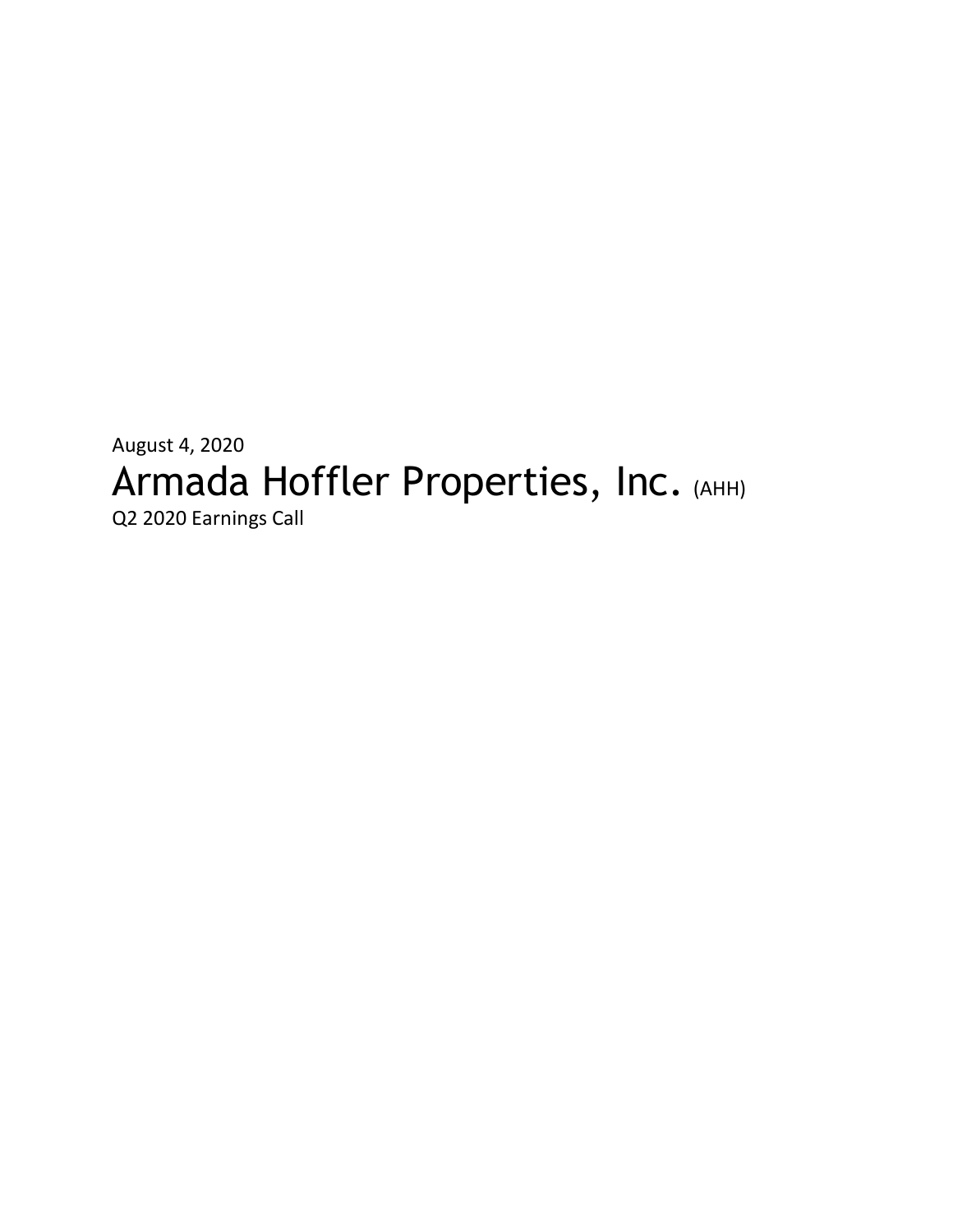August 4, 2020

# Armada Hoffler Properties, Inc. (AHH)

Q2 2020 Earnings Call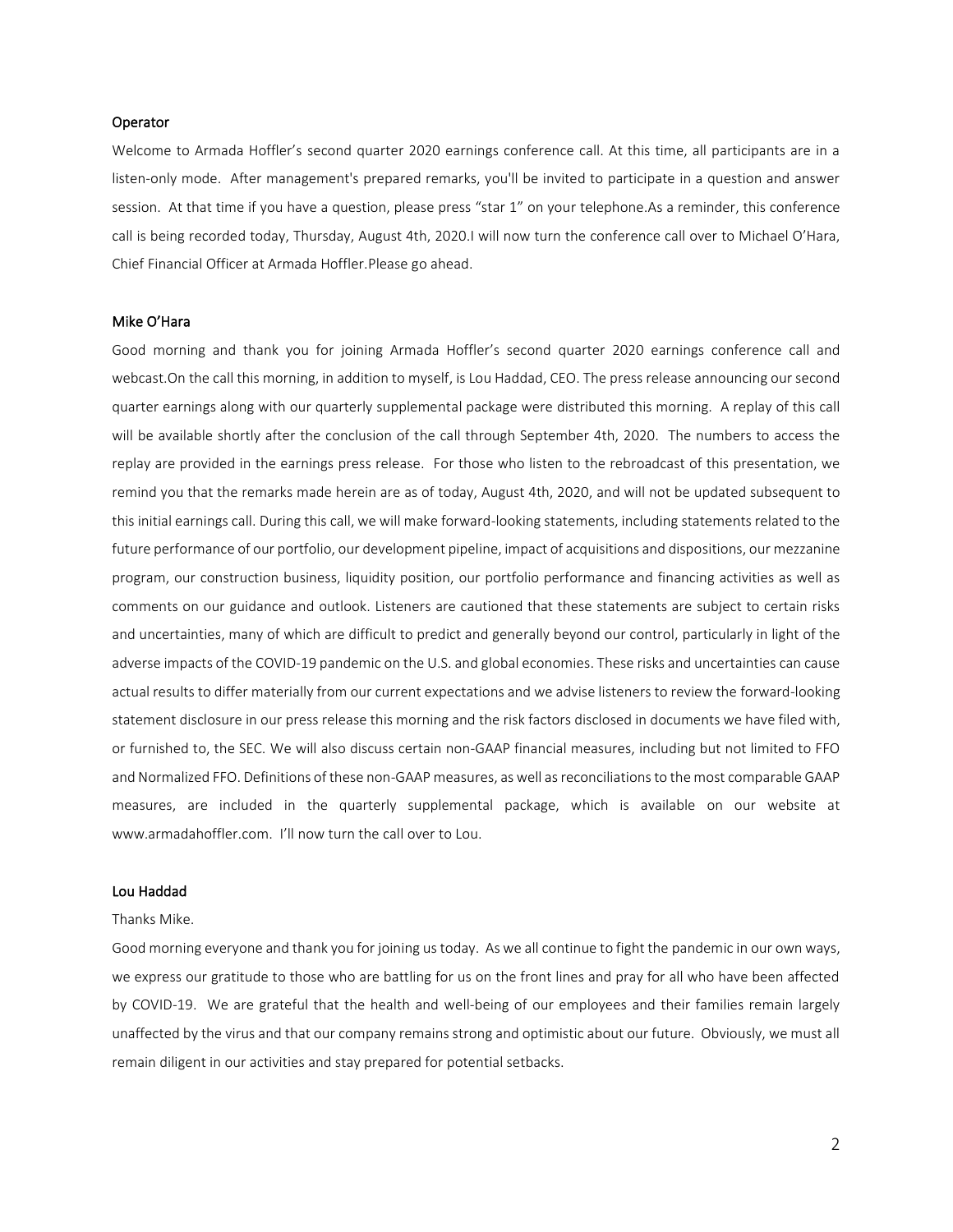### Operator

Welcome to Armada Hoffler's second quarter 2020 earnings conference call. At this time, all participants are in a listen-only mode. After management's prepared remarks, you'll be invited to participate in a question and answer session. At that time if you have a question, please press "star 1" on your telephone.As a reminder, this conference call is being recorded today, Thursday, August 4th, 2020.I will now turn the conference call over to Michael O'Hara, Chief Financial Officer at Armada Hoffler.Please go ahead.

### Mike O'Hara

Good morning and thank you for joining Armada Hoffler's second quarter 2020 earnings conference call and webcast.On the call this morning, in addition to myself, is Lou Haddad, CEO. The press release announcing our second quarter earnings along with our quarterly supplemental package were distributed this morning. A replay of this call will be available shortly after the conclusion of the call through September 4th, 2020. The numbers to access the replay are provided in the earnings press release. For those who listen to the rebroadcast of this presentation, we remind you that the remarks made herein are as of today, August 4th, 2020, and will not be updated subsequent to this initial earnings call. During this call, we will make forward-looking statements, including statements related to the future performance of our portfolio, our development pipeline, impact of acquisitions and dispositions, our mezzanine program, our construction business, liquidity position, our portfolio performance and financing activities as well as comments on our guidance and outlook. Listeners are cautioned that these statements are subject to certain risks and uncertainties, many of which are difficult to predict and generally beyond our control, particularly in light of the adverse impacts of the COVID-19 pandemic on the U.S. and global economies. These risks and uncertainties can cause actual results to differ materially from our current expectations and we advise listeners to review the forward-looking statement disclosure in our press release this morning and the risk factors disclosed in documents we have filed with, or furnished to, the SEC. We will also discuss certain non-GAAP financial measures, including but not limited to FFO and Normalized FFO. Definitions of these non-GAAP measures, as well as reconciliations to the most comparable GAAP measures, are included in the quarterly supplemental package, which is available on our website at www.armadahoffler.com. I'll now turn the call over to Lou.

### Lou Haddad

Thanks Mike.

Good morning everyone and thank you for joining us today. As we all continue to fight the pandemic in our own ways, we express our gratitude to those who are battling for us on the front lines and pray for all who have been affected by COVID-19. We are grateful that the health and well-being of our employees and their families remain largely unaffected by the virus and that our company remains strong and optimistic about our future. Obviously, we must all remain diligent in our activities and stay prepared for potential setbacks.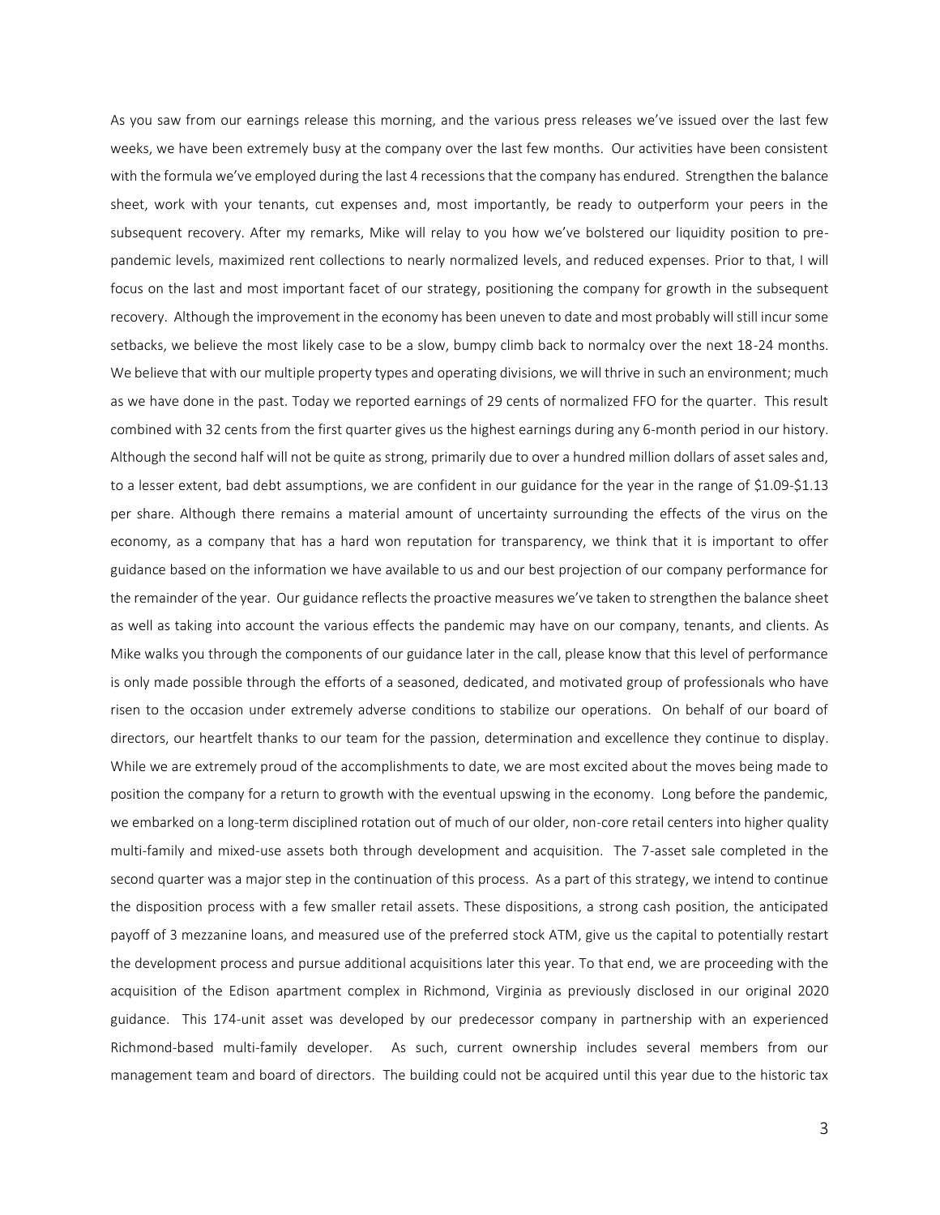As you saw from our earnings release this morning, and the various press releases we've issued over the last few weeks, we have been extremely busy at the company over the last few months. Our activities have been consistent with the formula we've employed during the last 4 recessions that the company has endured. Strengthen the balance sheet, work with your tenants, cut expenses and, most importantly, be ready to outperform your peers in the subsequent recovery. After my remarks, Mike will relay to you how we've bolstered our liquidity position to pre-pandemic levels, maximized rent collections to nearly normalized levels, and reduced expenses. Prior to that, I will focus on the last and most important facet of our strategy, positioning the company for growth in the subsequent recovery. Although the improvement in the economy has been uneven to date and most probably will still incur some setbacks, we believe the most likely case to be a slow, bumpy climb back to normalcy over the next 18-24 months. We believe that with our multiple property types and operating divisions, we will thrive in such an environment; much as we have done in the past. Today we reported earnings of 29 cents of normalized FFO for the quarter. This result combined with 32 cents from the first quarter gives us the highest earnings during any 6-month period in our history. Although the second half will not be quite as strong, primarily due to over a hundred million dollars of asset sales and, to a lesser extent, bad debt assumptions, we are confident in our guidance for the year in the range of $1.09-$1.13 per share. Although there remains a material amount of uncertainty surrounding the effects of the virus on the economy, as a company that has a hard won reputation for transparency, we think that it is important to offer guidance based on the information we have available to us and our best projection of our company performance for the remainder of the year. Our guidance reflects the proactive measures we've taken to strengthen the balance sheet as well as taking into account the various effects the pandemic may have on our company, tenants, and clients. As Mike walks you through the components of our guidance later in the call, please know that this level of performance is only made possible through the efforts of a seasoned, dedicated, and motivated group of professionals who have risen to the occasion under extremely adverse conditions to stabilize our operations. On behalf of our board of directors, our heartfelt thanks to our team for the passion, determination and excellence they continue to display. While we are extremely proud of the accomplishments to date, we are most excited about the moves being made to position the company for a return to growth with the eventual upswing in the economy. Long before the pandemic, we embarked on a long-term disciplined rotation out of much of our older, non-core retail centers into higher quality multi-family and mixed-use assets both through development and acquisition. The 7-asset sale completed in the second quarter was a major step in the continuation of this process. As a part of this strategy, we intend to continue the disposition process with a few smaller retail assets. These dispositions, a strong cash position, the anticipated payoff of 3 mezzanine loans, and measured use of the preferred stock ATM, give us the capital to potentially restart the development process and pursue additional acquisitions later this year. To that end, we are proceeding with the acquisition of the Edison apartment complex in Richmond, Virginia as previously disclosed in our original 2020 guidance. This 174-unit asset was developed by our predecessor company in partnership with an experienced Richmond-based multi-family developer. As such, current ownership includes several members from our management team and board of directors. The building could not be acquired until this year due to the historic tax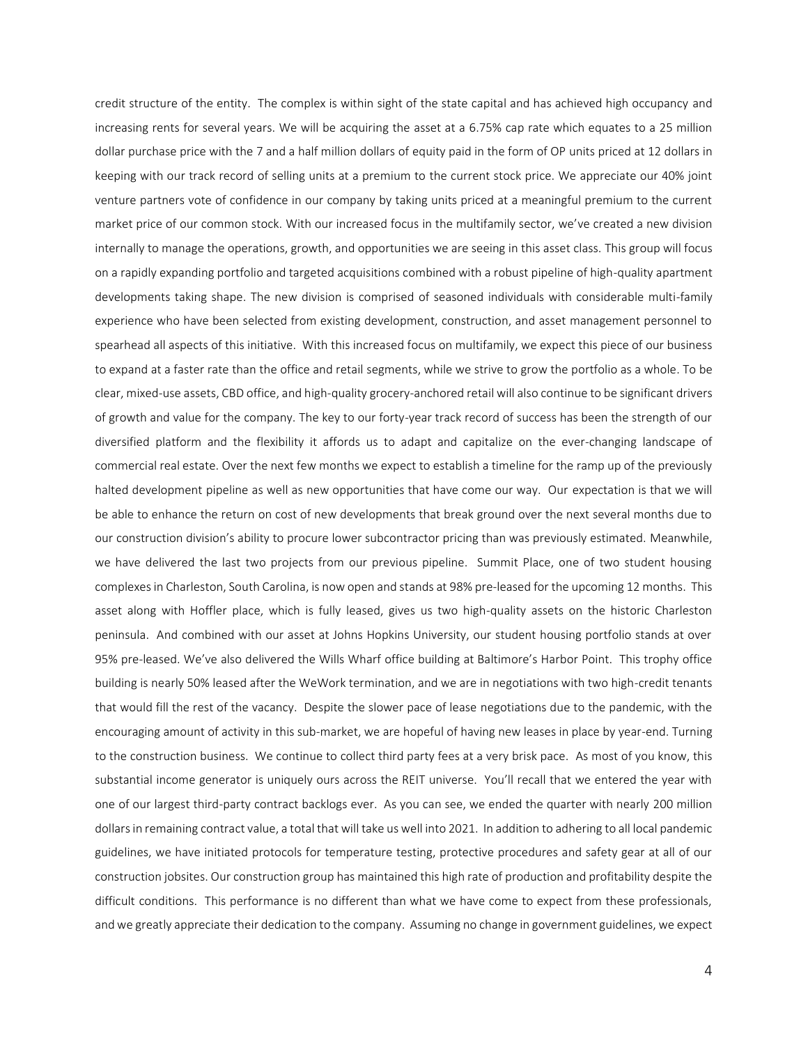credit structure of the entity. The complex is within sight of the state capital and has achieved high occupancy and increasing rents for several years. We will be acquiring the asset at a 6.75% cap rate which equates to a 25 million dollar purchase price with the 7 and a half million dollars of equity paid in the form of OP units priced at 12 dollars in keeping with our track record of selling units at a premium to the current stock price. We appreciate our 40% joint venture partners vote of confidence in our company by taking units priced at a meaningful premium to the current market price of our common stock. With our increased focus in the multifamily sector, we've created a new division internally to manage the operations, growth, and opportunities we are seeing in this asset class. This group will focus on a rapidly expanding portfolio and targeted acquisitions combined with a robust pipeline of high-quality apartment developments taking shape. The new division is comprised of seasoned individuals with considerable multi-family experience who have been selected from existing development, construction, and asset management personnel to spearhead all aspects of this initiative. With this increased focus on multifamily, we expect this piece of our business to expand at a faster rate than the office and retail segments, while we strive to grow the portfolio as a whole. To be clear, mixed-use assets, CBD office, and high-quality grocery-anchored retail will also continue to be significant drivers of growth and value for the company. The key to our forty-year track record of success has been the strength of our diversified platform and the flexibility it affords us to adapt and capitalize on the ever-changing landscape of commercial real estate. Over the next few months we expect to establish a timeline for the ramp up of the previously halted development pipeline as well as new opportunities that have come our way. Our expectation is that we will be able to enhance the return on cost of new developments that break ground over the next several months due to our construction division's ability to procure lower subcontractor pricing than was previously estimated. Meanwhile, we have delivered the last two projects from our previous pipeline. Summit Place, one of two student housing complexes in Charleston, South Carolina, is now open and stands at 98% pre-leased for the upcoming 12 months. This asset along with Hoffler place, which is fully leased, gives us two high-quality assets on the historic Charleston peninsula. And combined with our asset at Johns Hopkins University, our student housing portfolio stands at over 95% pre-leased. We've also delivered the Wills Wharf office building at Baltimore's Harbor Point. This trophy office building is nearly 50% leased after the WeWork termination, and we are in negotiations with two high-credit tenants that would fill the rest of the vacancy. Despite the slower pace of lease negotiations due to the pandemic, with the encouraging amount of activity in this sub-market, we are hopeful of having new leases in place by year-end. Turning to the construction business. We continue to collect third party fees at a very brisk pace. As most of you know, this substantial income generator is uniquely ours across the REIT universe. You'll recall that we entered the year with one of our largest third-party contract backlogs ever. As you can see, we ended the quarter with nearly 200 million dollars in remaining contract value, a total that will take us well into 2021. In addition to adhering to all local pandemic guidelines, we have initiated protocols for temperature testing, protective procedures and safety gear at all of our construction jobsites. Our construction group has maintained this high rate of production and profitability despite the difficult conditions. This performance is no different than what we have come to expect from these professionals, and we greatly appreciate their dedication to the company. Assuming no change in government guidelines, we expect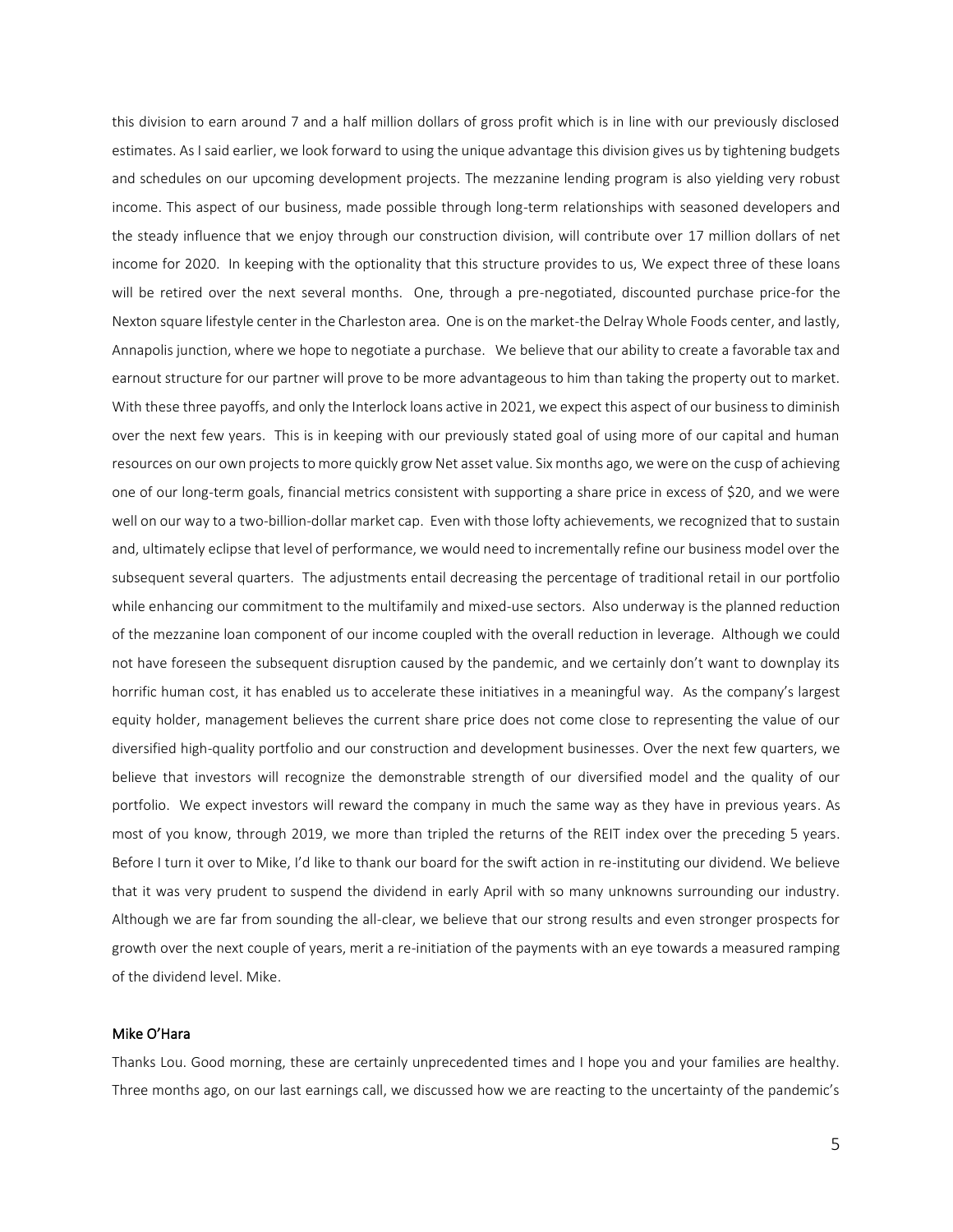this division to earn around 7 and a half million dollars of gross profit which is in line with our previously disclosed estimates. As I said earlier, we look forward to using the unique advantage this division gives us by tightening budgets and schedules on our upcoming development projects. The mezzanine lending program is also yielding very robust income. This aspect of our business, made possible through long-term relationships with seasoned developers and the steady influence that we enjoy through our construction division, will contribute over 17 million dollars of net income for 2020. In keeping with the optionality that this structure provides to us, We expect three of these loans will be retired over the next several months. One, through a pre-negotiated, discounted purchase price-for the Nexton square lifestyle center in the Charleston area. One is on the market-the Delray Whole Foods center, and lastly, Annapolis junction, where we hope to negotiate a purchase. We believe that our ability to create a favorable tax and earnout structure for our partner will prove to be more advantageous to him than taking the property out to market. With these three payoffs, and only the Interlock loans active in 2021, we expect this aspect of our business to diminish over the next few years. This is in keeping with our previously stated goal of using more of our capital and human resources on our own projects to more quickly grow Net asset value. Six months ago, we were on the cusp of achieving one of our long-term goals, financial metrics consistent with supporting a share price in excess of $20, and we were well on our way to a two-billion-dollar market cap. Even with those lofty achievements, we recognized that to sustain and, ultimately eclipse that level of performance, we would need to incrementally refine our business model over the subsequent several quarters. The adjustments entail decreasing the percentage of traditional retail in our portfolio while enhancing our commitment to the multifamily and mixed-use sectors. Also underway is the planned reduction of the mezzanine loan component of our income coupled with the overall reduction in leverage. Although we could not have foreseen the subsequent disruption caused by the pandemic, and we certainly don't want to downplay its horrific human cost, it has enabled us to accelerate these initiatives in a meaningful way. As the company's largest equity holder, management believes the current share price does not come close to representing the value of our diversified high-quality portfolio and our construction and development businesses. Over the next few quarters, we believe that investors will recognize the demonstrable strength of our diversified model and the quality of our portfolio. We expect investors will reward the company in much the same way as they have in previous years. As most of you know, through 2019, we more than tripled the returns of the REIT index over the preceding 5 years. Before I turn it over to Mike, I'd like to thank our board for the swift action in re-instituting our dividend. We believe that it was very prudent to suspend the dividend in early April with so many unknowns surrounding our industry. Although we are far from sounding the all-clear, we believe that our strong results and even stronger prospects for growth over the next couple of years, merit a re-initiation of the payments with an eye towards a measured ramping of the dividend level. Mike.

## Mike O'Hara

Thanks Lou. Good morning, these are certainly unprecedented times and I hope you and your families are healthy. Three months ago, on our last earnings call, we discussed how we are reacting to the uncertainty of the pandemic's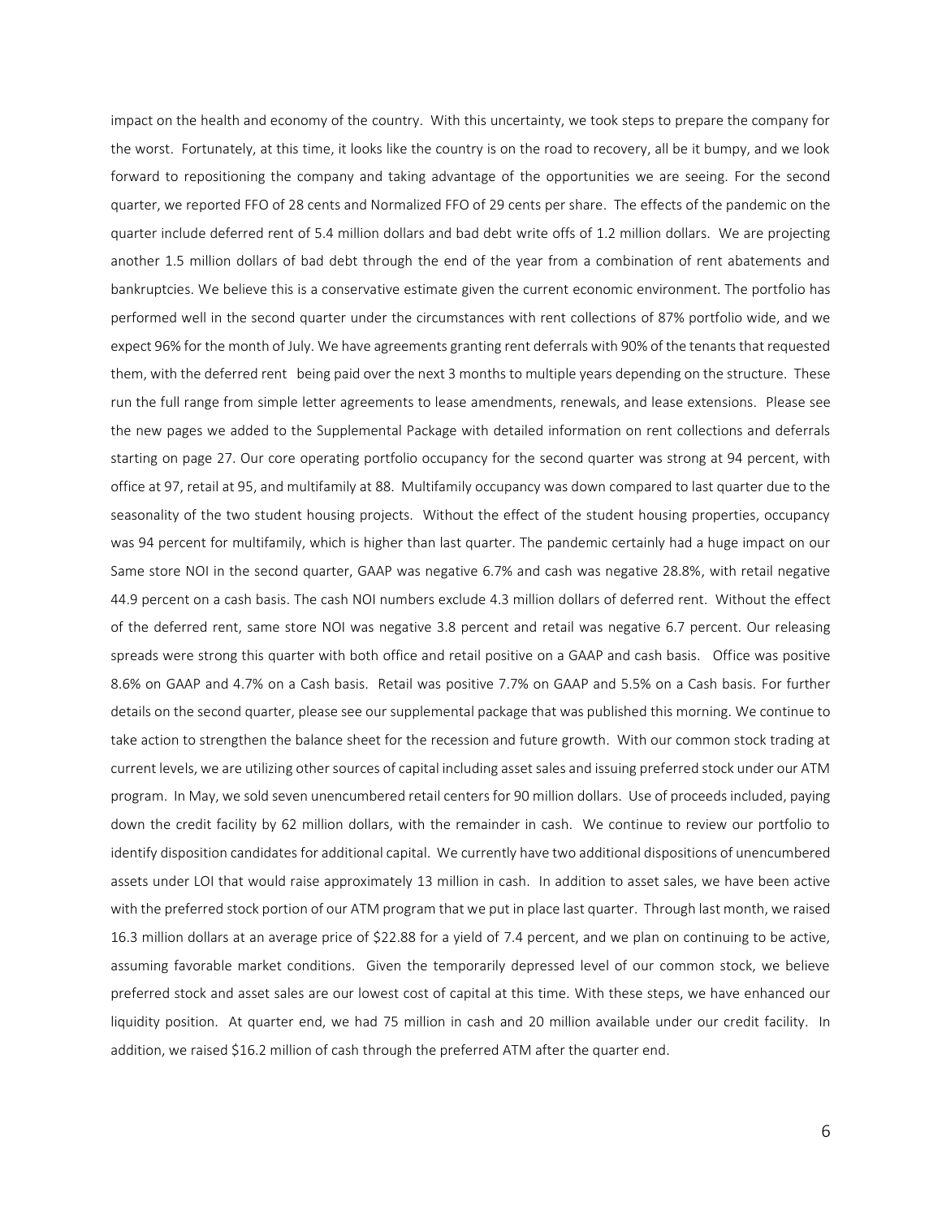impact on the health and economy of the country. With this uncertainty, we took steps to prepare the company for the worst. Fortunately, at this time, it looks like the country is on the road to recovery, all be it bumpy, and we look forward to repositioning the company and taking advantage of the opportunities we are seeing. For the second quarter, we reported FFO of 28 cents and Normalized FFO of 29 cents per share. The effects of the pandemic on the quarter include deferred rent of 5.4 million dollars and bad debt write offs of 1.2 million dollars. We are projecting another 1.5 million dollars of bad debt through the end of the year from a combination of rent abatements and bankruptcies. We believe this is a conservative estimate given the current economic environment. The portfolio has performed well in the second quarter under the circumstances with rent collections of 87% portfolio wide, and we expect 96% for the month of July. We have agreements granting rent deferrals with 90% of the tenants that requested them, with the deferred rent being paid over the next 3 months to multiple years depending on the structure. These run the full range from simple letter agreements to lease amendments, renewals, and lease extensions. Please see the new pages we added to the Supplemental Package with detailed information on rent collections and deferrals starting on page 27. Our core operating portfolio occupancy for the second quarter was strong at 94 percent, with office at 97, retail at 95, and multifamily at 88. Multifamily occupancy was down compared to last quarter due to the seasonality of the two student housing projects. Without the effect of the student housing properties, occupancy was 94 percent for multifamily, which is higher than last quarter. The pandemic certainly had a huge impact on our Same store NOI in the second quarter, GAAP was negative 6.7% and cash was negative 28.8%, with retail negative 44.9 percent on a cash basis. The cash NOI numbers exclude 4.3 million dollars of deferred rent. Without the effect of the deferred rent, same store NOI was negative 3.8 percent and retail was negative 6.7 percent. Our releasing spreads were strong this quarter with both office and retail positive on a GAAP and cash basis. Office was positive 8.6% on GAAP and 4.7% on a Cash basis. Retail was positive 7.7% on GAAP and 5.5% on a Cash basis. For further details on the second quarter, please see our supplemental package that was published this morning. We continue to take action to strengthen the balance sheet for the recession and future growth. With our common stock trading at current levels, we are utilizing other sources of capital including asset sales and issuing preferred stock under our ATM program. In May, we sold seven unencumbered retail centers for 90 million dollars. Use of proceeds included, paying down the credit facility by 62 million dollars, with the remainder in cash. We continue to review our portfolio to identify disposition candidates for additional capital. We currently have two additional dispositions of unencumbered assets under LOI that would raise approximately 13 million in cash. In addition to asset sales, we have been active with the preferred stock portion of our ATM program that we put in place last quarter. Through last month, we raised 16.3 million dollars at an average price of $22.88 for a yield of 7.4 percent, and we plan on continuing to be active, assuming favorable market conditions. Given the temporarily depressed level of our common stock, we believe preferred stock and asset sales are our lowest cost of capital at this time. With these steps, we have enhanced our liquidity position. At quarter end, we had 75 million in cash and 20 million available under our credit facility. In addition, we raised $16.2 million of cash through the preferred ATM after the quarter end.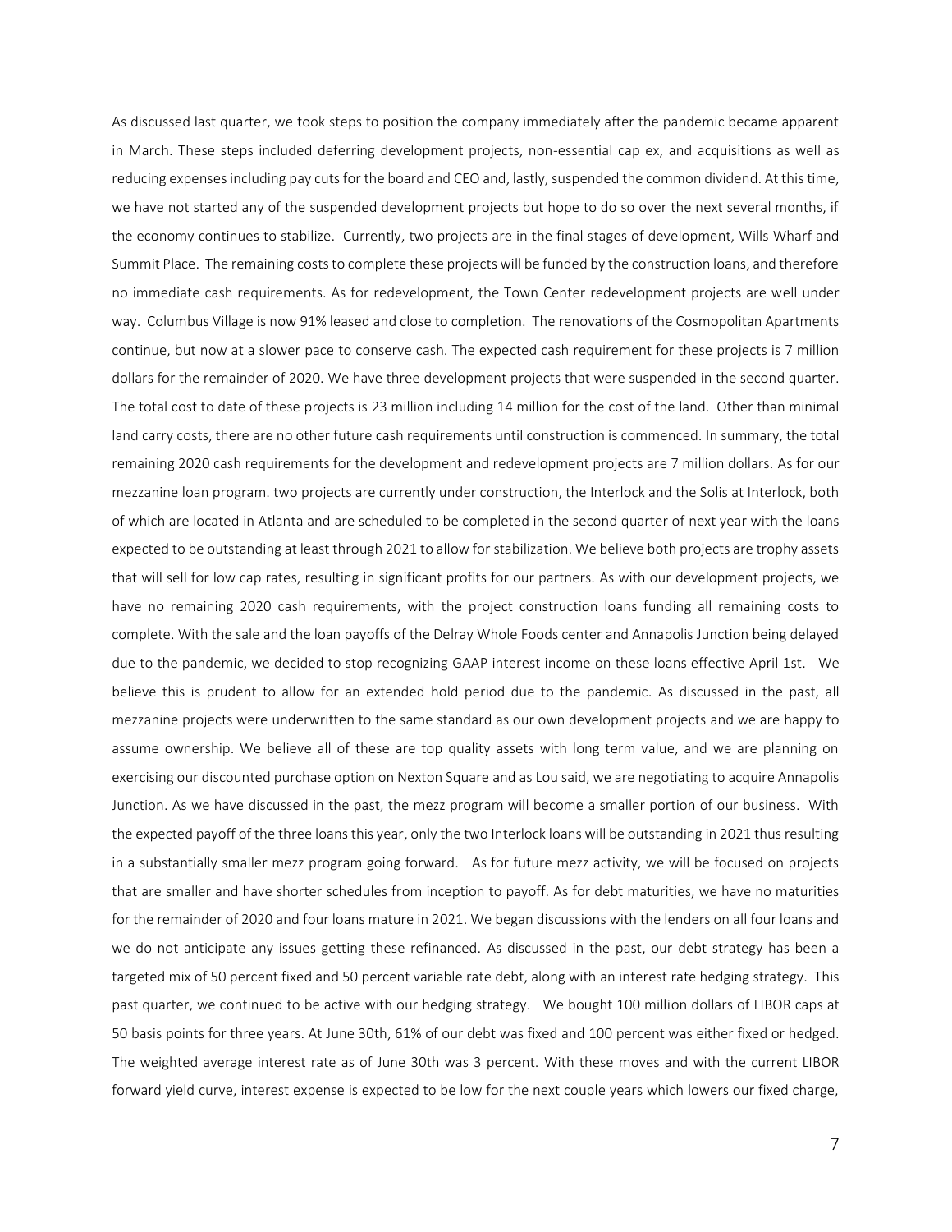As discussed last quarter, we took steps to position the company immediately after the pandemic became apparent in March. These steps included deferring development projects, non-essential cap ex, and acquisitions as well as reducing expenses including pay cuts for the board and CEO and, lastly, suspended the common dividend. At this time, we have not started any of the suspended development projects but hope to do so over the next several months, if the economy continues to stabilize. Currently, two projects are in the final stages of development, Wills Wharf and Summit Place. The remaining costs to complete these projects will be funded by the construction loans, and therefore no immediate cash requirements. As for redevelopment, the Town Center redevelopment projects are well under way. Columbus Village is now 91% leased and close to completion. The renovations of the Cosmopolitan Apartments continue, but now at a slower pace to conserve cash. The expected cash requirement for these projects is 7 million dollars for the remainder of 2020. We have three development projects that were suspended in the second quarter. The total cost to date of these projects is 23 million including 14 million for the cost of the land. Other than minimal land carry costs, there are no other future cash requirements until construction is commenced. In summary, the total remaining 2020 cash requirements for the development and redevelopment projects are 7 million dollars. As for our mezzanine loan program. two projects are currently under construction, the Interlock and the Solis at Interlock, both of which are located in Atlanta and are scheduled to be completed in the second quarter of next year with the loans expected to be outstanding at least through 2021 to allow for stabilization. We believe both projects are trophy assets that will sell for low cap rates, resulting in significant profits for our partners. As with our development projects, we have no remaining 2020 cash requirements, with the project construction loans funding all remaining costs to complete. With the sale and the loan payoffs of the Delray Whole Foods center and Annapolis Junction being delayed due to the pandemic, we decided to stop recognizing GAAP interest income on these loans effective April 1st. We believe this is prudent to allow for an extended hold period due to the pandemic. As discussed in the past, all mezzanine projects were underwritten to the same standard as our own development projects and we are happy to assume ownership. We believe all of these are top quality assets with long term value, and we are planning on exercising our discounted purchase option on Nexton Square and as Lou said, we are negotiating to acquire Annapolis Junction. As we have discussed in the past, the mezz program will become a smaller portion of our business. With the expected payoff of the three loans this year, only the two Interlock loans will be outstanding in 2021 thus resulting in a substantially smaller mezz program going forward. As for future mezz activity, we will be focused on projects that are smaller and have shorter schedules from inception to payoff. As for debt maturities, we have no maturities for the remainder of 2020 and four loans mature in 2021. We began discussions with the lenders on all four loans and we do not anticipate any issues getting these refinanced. As discussed in the past, our debt strategy has been a targeted mix of 50 percent fixed and 50 percent variable rate debt, along with an interest rate hedging strategy. This past quarter, we continued to be active with our hedging strategy. We bought 100 million dollars of LIBOR caps at 50 basis points for three years. At June 30th, 61% of our debt was fixed and 100 percent was either fixed or hedged. The weighted average interest rate as of June 30th was 3 percent. With these moves and with the current LIBOR forward yield curve, interest expense is expected to be low for the next couple years which lowers our fixed charge,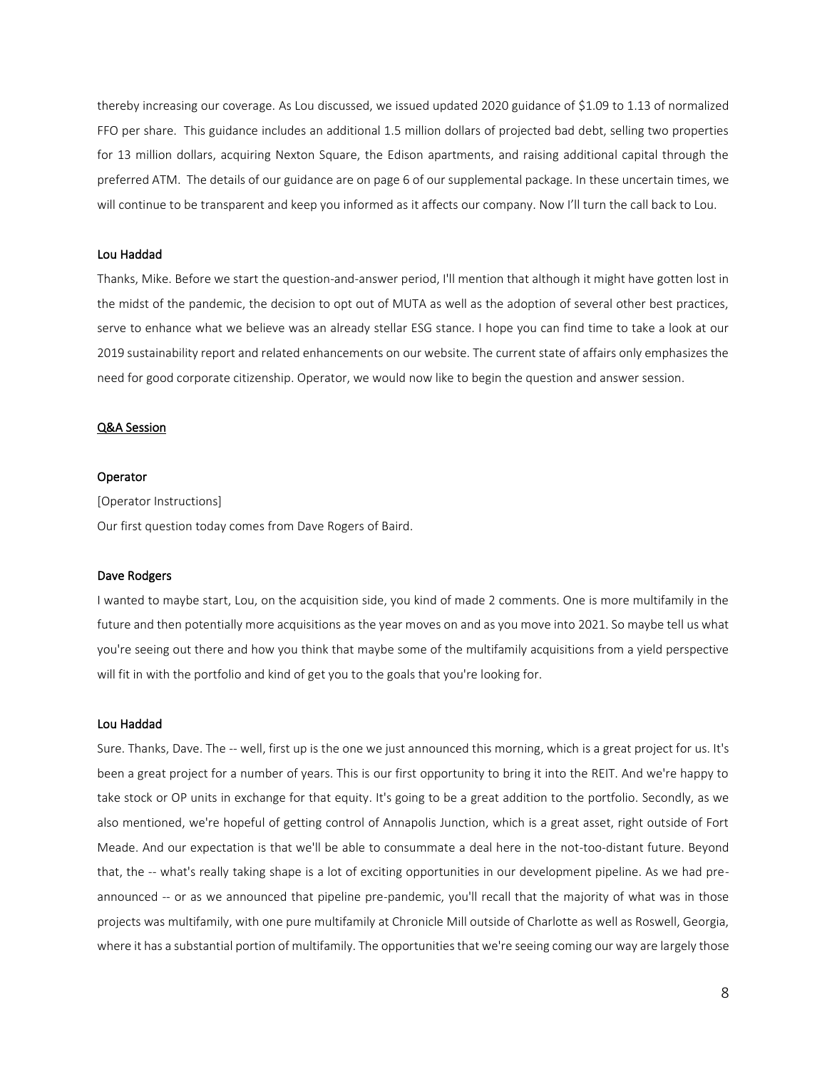thereby increasing our coverage. As Lou discussed, we issued updated 2020 guidance of $1.09 to 1.13 of normalized FFO per share. This guidance includes an additional 1.5 million dollars of projected bad debt, selling two properties for 13 million dollars, acquiring Nexton Square, the Edison apartments, and raising additional capital through the preferred ATM. The details of our guidance are on page 6 of our supplemental package. In these uncertain times, we will continue to be transparent and keep you informed as it affects our company. Now I'll turn the call back to Lou.

**Lou Haddad**

Thanks, Mike. Before we start the question-and-answer period, I'll mention that although it might have gotten lost in the midst of the pandemic, the decision to opt out of MUTA as well as the adoption of several other best practices, serve to enhance what we believe was an already stellar ESG stance. I hope you can find time to take a look at our 2019 sustainability report and related enhancements on our website. The current state of affairs only emphasizes the need for good corporate citizenship. Operator, we would now like to begin the question and answer session.

**Q&A Session**

**Operator**

[Operator Instructions]

Our first question today comes from Dave Rogers of Baird.

**Dave Rodgers**

I wanted to maybe start, Lou, on the acquisition side, you kind of made 2 comments. One is more multifamily in the future and then potentially more acquisitions as the year moves on and as you move into 2021. So maybe tell us what you're seeing out there and how you think that maybe some of the multifamily acquisitions from a yield perspective will fit in with the portfolio and kind of get you to the goals that you're looking for.

**Lou Haddad**

Sure. Thanks, Dave. The -- well, first up is the one we just announced this morning, which is a great project for us. It's been a great project for a number of years. This is our first opportunity to bring it into the REIT. And we're happy to take stock or OP units in exchange for that equity. It's going to be a great addition to the portfolio. Secondly, as we also mentioned, we're hopeful of getting control of Annapolis Junction, which is a great asset, right outside of Fort Meade. And our expectation is that we'll be able to consummate a deal here in the not-too-distant future. Beyond that, the -- what's really taking shape is a lot of exciting opportunities in our development pipeline. As we had pre-announced -- or as we announced that pipeline pre-pandemic, you'll recall that the majority of what was in those projects was multifamily, with one pure multifamily at Chronicle Mill outside of Charlotte as well as Roswell, Georgia, where it has a substantial portion of multifamily. The opportunities that we're seeing coming our way are largely those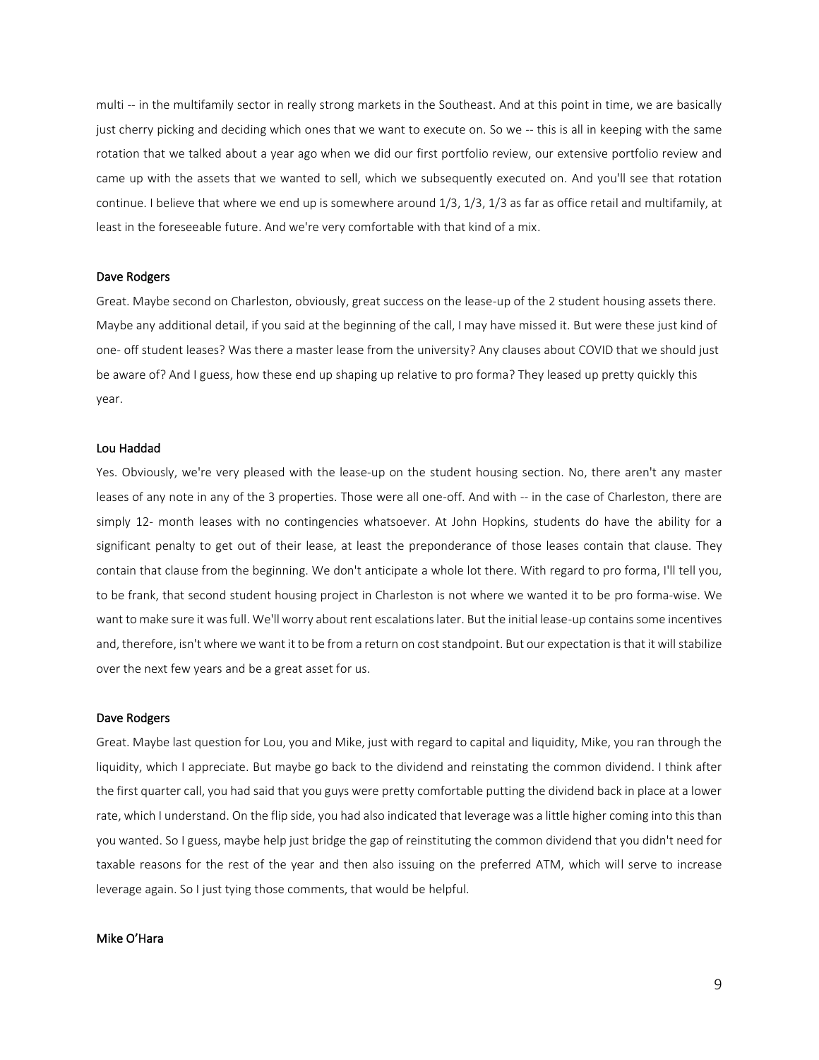multi -- in the multifamily sector in really strong markets in the Southeast. And at this point in time, we are basically just cherry picking and deciding which ones that we want to execute on. So we -- this is all in keeping with the same rotation that we talked about a year ago when we did our first portfolio review, our extensive portfolio review and came up with the assets that we wanted to sell, which we subsequently executed on. And you'll see that rotation continue. I believe that where we end up is somewhere around 1/3, 1/3, 1/3 as far as office retail and multifamily, at least in the foreseeable future. And we're very comfortable with that kind of a mix.

Dave Rodgers

Great. Maybe second on Charleston, obviously, great success on the lease-up of the 2 student housing assets there. Maybe any additional detail, if you said at the beginning of the call, I may have missed it. But were these just kind of one- off student leases? Was there a master lease from the university? Any clauses about COVID that we should just be aware of? And I guess, how these end up shaping up relative to pro forma? They leased up pretty quickly this year.

Lou Haddad

Yes. Obviously, we're very pleased with the lease-up on the student housing section. No, there aren't any master leases of any note in any of the 3 properties. Those were all one-off. And with -- in the case of Charleston, there are simply 12- month leases with no contingencies whatsoever. At John Hopkins, students do have the ability for a significant penalty to get out of their lease, at least the preponderance of those leases contain that clause. They contain that clause from the beginning. We don't anticipate a whole lot there. With regard to pro forma, I'll tell you, to be frank, that second student housing project in Charleston is not where we wanted it to be pro forma-wise. We want to make sure it was full. We'll worry about rent escalations later. But the initial lease-up contains some incentives and, therefore, isn't where we want it to be from a return on cost standpoint. But our expectation is that it will stabilize over the next few years and be a great asset for us.

Dave Rodgers

Great. Maybe last question for Lou, you and Mike, just with regard to capital and liquidity, Mike, you ran through the liquidity, which I appreciate. But maybe go back to the dividend and reinstating the common dividend. I think after the first quarter call, you had said that you guys were pretty comfortable putting the dividend back in place at a lower rate, which I understand. On the flip side, you had also indicated that leverage was a little higher coming into this than you wanted. So I guess, maybe help just bridge the gap of reinstituting the common dividend that you didn't need for taxable reasons for the rest of the year and then also issuing on the preferred ATM, which will serve to increase leverage again. So I just tying those comments, that would be helpful.

Mike O'Hara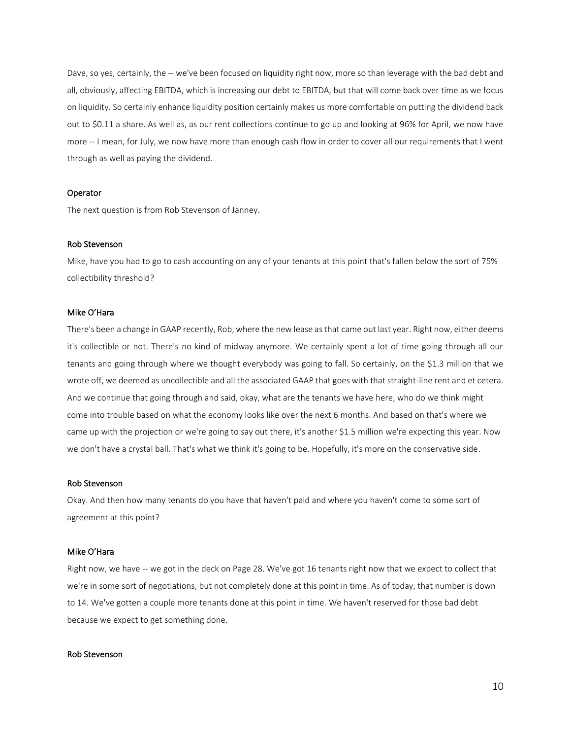Dave, so yes, certainly, the -- we've been focused on liquidity right now, more so than leverage with the bad debt and all, obviously, affecting EBITDA, which is increasing our debt to EBITDA, but that will come back over time as we focus on liquidity. So certainly enhance liquidity position certainly makes us more comfortable on putting the dividend back out to $0.11 a share. As well as, as our rent collections continue to go up and looking at 96% for April, we now have more -- I mean, for July, we now have more than enough cash flow in order to cover all our requirements that I went through as well as paying the dividend.

Operator

The next question is from Rob Stevenson of Janney.

Rob Stevenson

Mike, have you had to go to cash accounting on any of your tenants at this point that's fallen below the sort of 75% collectibility threshold?

Mike O'Hara

There's been a change in GAAP recently, Rob, where the new lease as that came out last year. Right now, either deems it's collectible or not. There's no kind of midway anymore. We certainly spent a lot of time going through all our tenants and going through where we thought everybody was going to fall. So certainly, on the $1.3 million that we wrote off, we deemed as uncollectible and all the associated GAAP that goes with that straight-line rent and et cetera. And we continue that going through and said, okay, what are the tenants we have here, who do we think might come into trouble based on what the economy looks like over the next 6 months. And based on that's where we came up with the projection or we're going to say out there, it's another $1.5 million we're expecting this year. Now we don't have a crystal ball. That's what we think it's going to be. Hopefully, it's more on the conservative side.

Rob Stevenson

Okay. And then how many tenants do you have that haven't paid and where you haven't come to some sort of agreement at this point?

Mike O'Hara

Right now, we have -- we got in the deck on Page 28. We've got 16 tenants right now that we expect to collect that we're in some sort of negotiations, but not completely done at this point in time. As of today, that number is down to 14. We've gotten a couple more tenants done at this point in time. We haven't reserved for those bad debt because we expect to get something done.

Rob Stevenson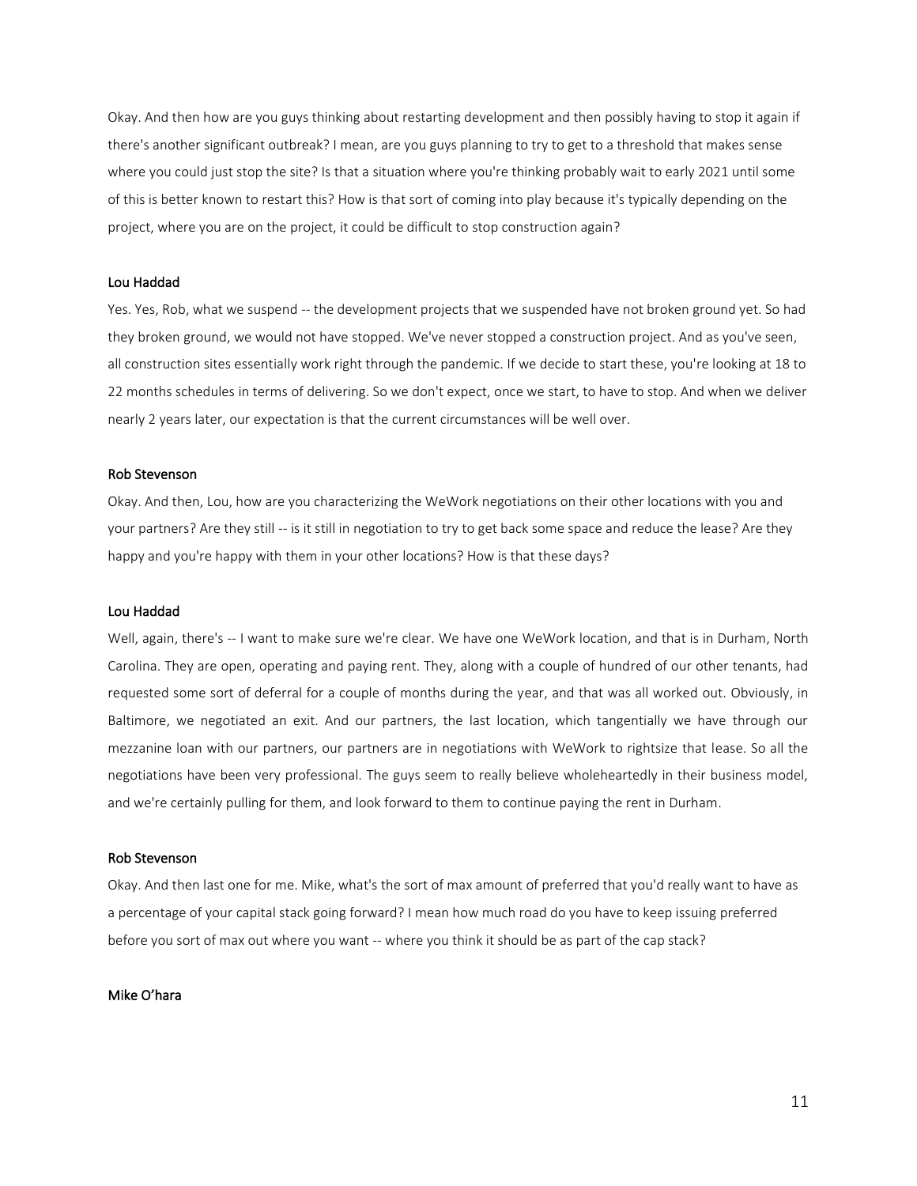Okay. And then how are you guys thinking about restarting development and then possibly having to stop it again if there's another significant outbreak? I mean, are you guys planning to try to get to a threshold that makes sense where you could just stop the site? Is that a situation where you're thinking probably wait to early 2021 until some of this is better known to restart this? How is that sort of coming into play because it's typically depending on the project, where you are on the project, it could be difficult to stop construction again?

**Lou Haddad**

Yes. Yes, Rob, what we suspend -- the development projects that we suspended have not broken ground yet. So had they broken ground, we would not have stopped. We've never stopped a construction project. And as you've seen, all construction sites essentially work right through the pandemic. If we decide to start these, you're looking at 18 to 22 months schedules in terms of delivering. So we don't expect, once we start, to have to stop. And when we deliver nearly 2 years later, our expectation is that the current circumstances will be well over.

**Rob Stevenson**

Okay. And then, Lou, how are you characterizing the WeWork negotiations on their other locations with you and your partners? Are they still -- is it still in negotiation to try to get back some space and reduce the lease? Are they happy and you're happy with them in your other locations? How is that these days?

**Lou Haddad**

Well, again, there's -- I want to make sure we're clear. We have one WeWork location, and that is in Durham, North Carolina. They are open, operating and paying rent. They, along with a couple of hundred of our other tenants, had requested some sort of deferral for a couple of months during the year, and that was all worked out. Obviously, in Baltimore, we negotiated an exit. And our partners, the last location, which tangentially we have through our mezzanine loan with our partners, our partners are in negotiations with WeWork to rightsize that lease. So all the negotiations have been very professional. The guys seem to really believe wholeheartedly in their business model, and we're certainly pulling for them, and look forward to them to continue paying the rent in Durham.

**Rob Stevenson**

Okay. And then last one for me. Mike, what's the sort of max amount of preferred that you'd really want to have as a percentage of your capital stack going forward? I mean how much road do you have to keep issuing preferred before you sort of max out where you want -- where you think it should be as part of the cap stack?

**Mike O'hara**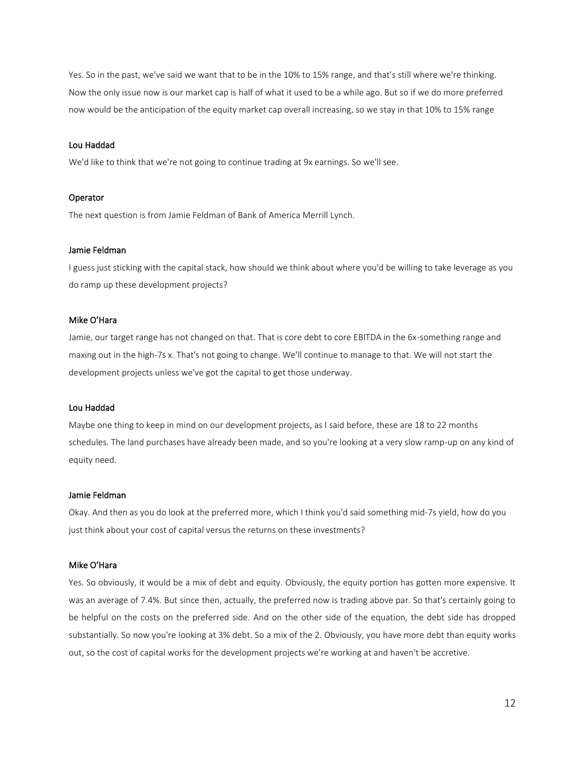Yes. So in the past, we've said we want that to be in the 10% to 15% range, and that's still where we're thinking. Now the only issue now is our market cap is half of what it used to be a while ago. But so if we do more preferred now would be the anticipation of the equity market cap overall increasing, so we stay in that 10% to 15% range

**Lou Haddad**

We'd like to think that we're not going to continue trading at 9x earnings. So we'll see.

**Operator**

The next question is from Jamie Feldman of Bank of America Merrill Lynch.

**Jamie Feldman**

I guess just sticking with the capital stack, how should we think about where you'd be willing to take leverage as you do ramp up these development projects?

**Mike O'Hara**

Jamie, our target range has not changed on that. That is core debt to core EBITDA in the 6x-something range and maxing out in the high-7s x. That's not going to change. We'll continue to manage to that. We will not start the development projects unless we've got the capital to get those underway.

**Lou Haddad**

Maybe one thing to keep in mind on our development projects, as I said before, these are 18 to 22 months schedules. The land purchases have already been made, and so you're looking at a very slow ramp-up on any kind of equity need.

**Jamie Feldman**

Okay. And then as you do look at the preferred more, which I think you'd said something mid-7s yield, how do you just think about your cost of capital versus the returns on these investments?

**Mike O'Hara**

Yes. So obviously, it would be a mix of debt and equity. Obviously, the equity portion has gotten more expensive. It was an average of 7.4%. But since then, actually, the preferred now is trading above par. So that's certainly going to be helpful on the costs on the preferred side. And on the other side of the equation, the debt side has dropped substantially. So now you're looking at 3% debt. So a mix of the 2. Obviously, you have more debt than equity works out, so the cost of capital works for the development projects we're working at and haven't be accretive.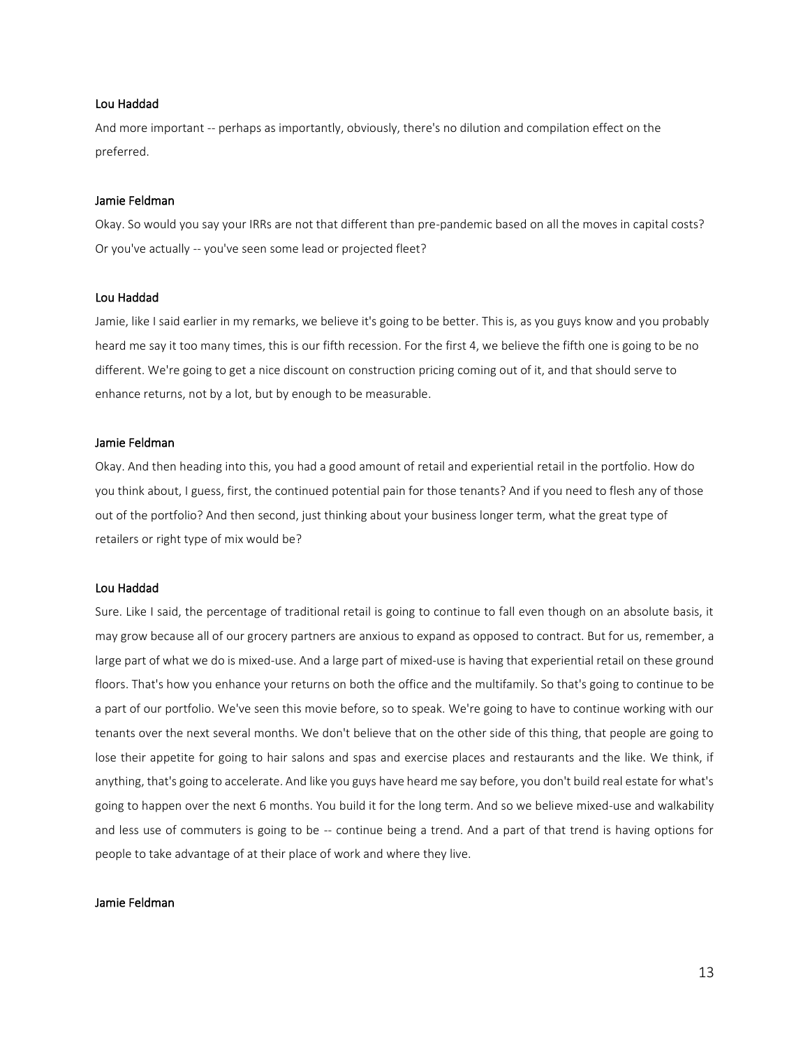**Lou Haddad**

And more important -- perhaps as importantly, obviously, there's no dilution and compilation effect on the preferred.

**Jamie Feldman**

Okay. So would you say your IRRs are not that different than pre-pandemic based on all the moves in capital costs? Or you've actually -- you've seen some lead or projected fleet?

**Lou Haddad**

Jamie, like I said earlier in my remarks, we believe it's going to be better. This is, as you guys know and you probably heard me say it too many times, this is our fifth recession. For the first 4, we believe the fifth one is going to be no different. We're going to get a nice discount on construction pricing coming out of it, and that should serve to enhance returns, not by a lot, but by enough to be measurable.

**Jamie Feldman**

Okay. And then heading into this, you had a good amount of retail and experiential retail in the portfolio. How do you think about, I guess, first, the continued potential pain for those tenants? And if you need to flesh any of those out of the portfolio? And then second, just thinking about your business longer term, what the great type of retailers or right type of mix would be?

**Lou Haddad**

Sure. Like I said, the percentage of traditional retail is going to continue to fall even though on an absolute basis, it may grow because all of our grocery partners are anxious to expand as opposed to contract. But for us, remember, a large part of what we do is mixed-use. And a large part of mixed-use is having that experiential retail on these ground floors. That's how you enhance your returns on both the office and the multifamily. So that's going to continue to be a part of our portfolio. We've seen this movie before, so to speak. We're going to have to continue working with our tenants over the next several months. We don't believe that on the other side of this thing, that people are going to lose their appetite for going to hair salons and spas and exercise places and restaurants and the like. We think, if anything, that's going to accelerate. And like you guys have heard me say before, you don't build real estate for what's going to happen over the next 6 months. You build it for the long term. And so we believe mixed-use and walkability and less use of commuters is going to be -- continue being a trend. And a part of that trend is having options for people to take advantage of at their place of work and where they live.

**Jamie Feldman**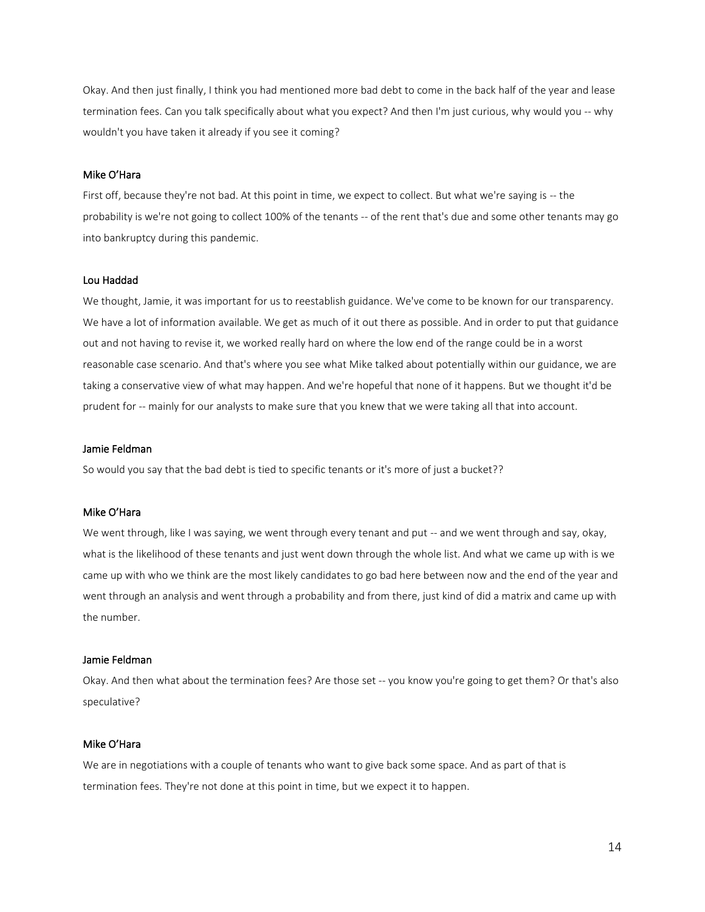Okay. And then just finally, I think you had mentioned more bad debt to come in the back half of the year and lease termination fees. Can you talk specifically about what you expect? And then I'm just curious, why would you -- why wouldn't you have taken it already if you see it coming?

**Mike O'Hara**

First off, because they're not bad. At this point in time, we expect to collect. But what we're saying is -- the probability is we're not going to collect 100% of the tenants -- of the rent that's due and some other tenants may go into bankruptcy during this pandemic.

**Lou Haddad**

We thought, Jamie, it was important for us to reestablish guidance. We've come to be known for our transparency. We have a lot of information available. We get as much of it out there as possible. And in order to put that guidance out and not having to revise it, we worked really hard on where the low end of the range could be in a worst reasonable case scenario. And that's where you see what Mike talked about potentially within our guidance, we are taking a conservative view of what may happen. And we're hopeful that none of it happens. But we thought it'd be prudent for -- mainly for our analysts to make sure that you knew that we were taking all that into account.

**Jamie Feldman**

So would you say that the bad debt is tied to specific tenants or it's more of just a bucket??

**Mike O'Hara**

We went through, like I was saying, we went through every tenant and put -- and we went through and say, okay, what is the likelihood of these tenants and just went down through the whole list. And what we came up with is we came up with who we think are the most likely candidates to go bad here between now and the end of the year and went through an analysis and went through a probability and from there, just kind of did a matrix and came up with the number.

**Jamie Feldman**

Okay. And then what about the termination fees? Are those set -- you know you're going to get them? Or that's also speculative?

**Mike O'Hara**

We are in negotiations with a couple of tenants who want to give back some space. And as part of that is termination fees. They're not done at this point in time, but we expect it to happen.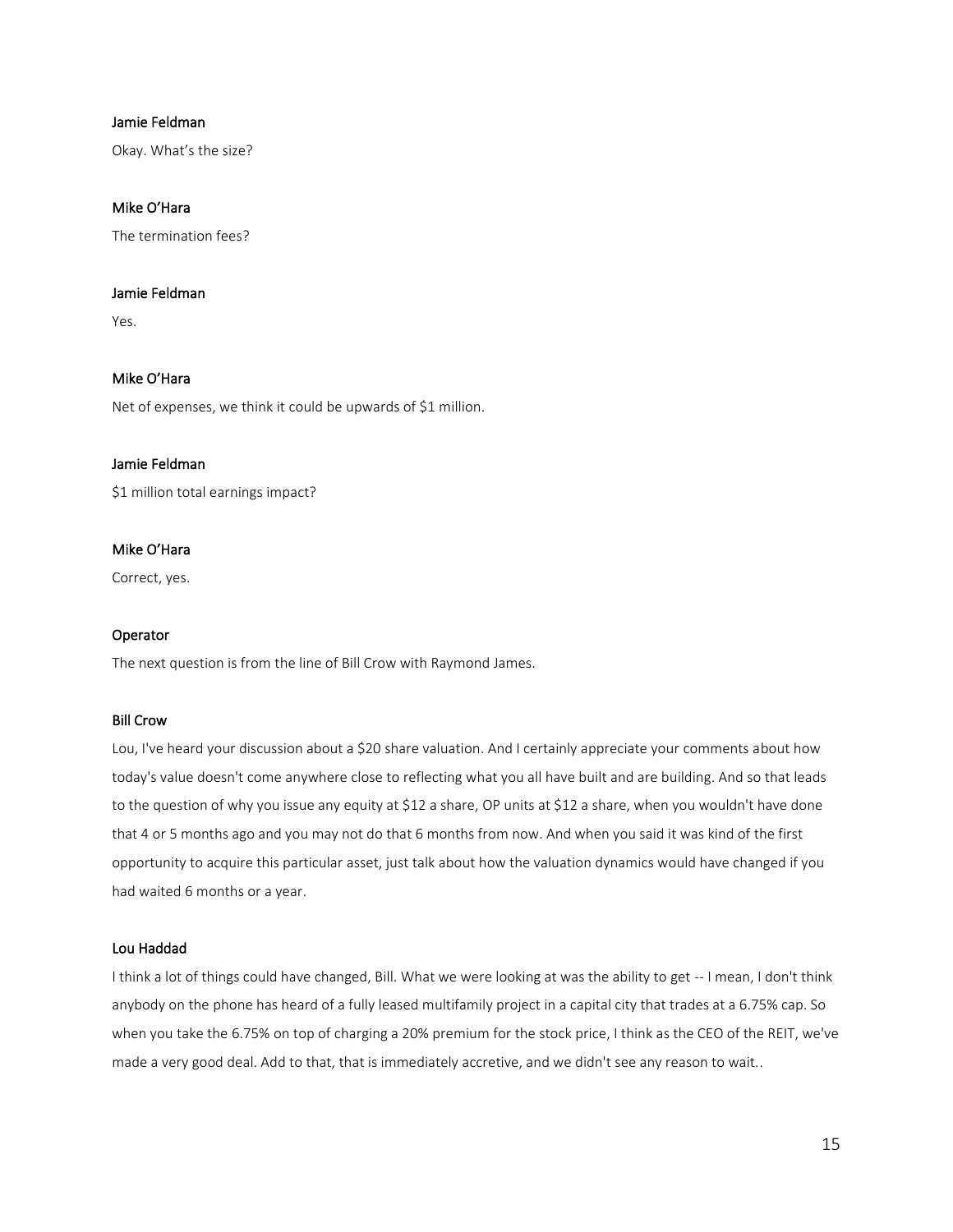**Jamie Feldman**

Okay. What's the size?

**Mike O'Hara**

The termination fees?

**Jamie Feldman**

Yes.

**Mike O'Hara**

Net of expenses, we think it could be upwards of $1 million.

**Jamie Feldman**

$1 million total earnings impact?

**Mike O'Hara**

Correct, yes.

**Operator**

The next question is from the line of Bill Crow with Raymond James.

**Bill Crow**

Lou, I've heard your discussion about a $20 share valuation. And I certainly appreciate your comments about how today's value doesn't come anywhere close to reflecting what you all have built and are building. And so that leads to the question of why you issue any equity at $12 a share, OP units at $12 a share, when you wouldn't have done that 4 or 5 months ago and you may not do that 6 months from now. And when you said it was kind of the first opportunity to acquire this particular asset, just talk about how the valuation dynamics would have changed if you had waited 6 months or a year.

**Lou Haddad**

I think a lot of things could have changed, Bill. What we were looking at was the ability to get -- I mean, I don't think anybody on the phone has heard of a fully leased multifamily project in a capital city that trades at a 6.75% cap. So when you take the 6.75% on top of charging a 20% premium for the stock price, I think as the CEO of the REIT, we've made a very good deal. Add to that, that is immediately accretive, and we didn't see any reason to wait..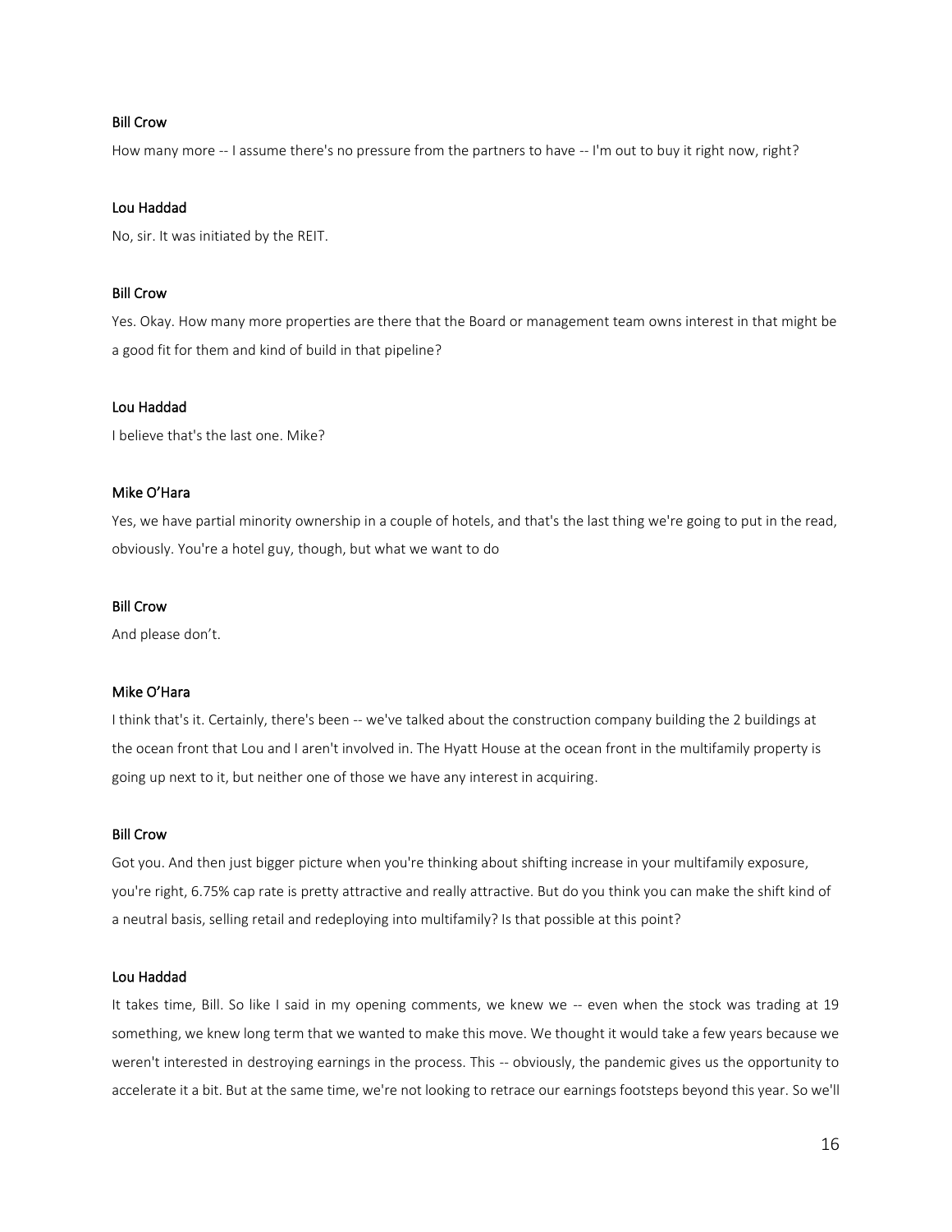**Bill Crow**

How many more -- I assume there's no pressure from the partners to have -- I'm out to buy it right now, right?

**Lou Haddad**

No, sir. It was initiated by the REIT.

**Bill Crow**

Yes. Okay. How many more properties are there that the Board or management team owns interest in that might be a good fit for them and kind of build in that pipeline?

**Lou Haddad**

I believe that's the last one. Mike?

**Mike O'Hara**

Yes, we have partial minority ownership in a couple of hotels, and that's the last thing we're going to put in the read, obviously. You're a hotel guy, though, but what we want to do

**Bill Crow**

And please don't.

**Mike O'Hara**

I think that's it. Certainly, there's been -- we've talked about the construction company building the 2 buildings at the ocean front that Lou and I aren't involved in. The Hyatt House at the ocean front in the multifamily property is going up next to it, but neither one of those we have any interest in acquiring.

**Bill Crow**

Got you. And then just bigger picture when you're thinking about shifting increase in your multifamily exposure, you're right, 6.75% cap rate is pretty attractive and really attractive. But do you think you can make the shift kind of a neutral basis, selling retail and redeploying into multifamily? Is that possible at this point?

**Lou Haddad**

It takes time, Bill. So like I said in my opening comments, we knew we -- even when the stock was trading at 19 something, we knew long term that we wanted to make this move. We thought it would take a few years because we weren't interested in destroying earnings in the process. This -- obviously, the pandemic gives us the opportunity to accelerate it a bit. But at the same time, we're not looking to retrace our earnings footsteps beyond this year. So we'll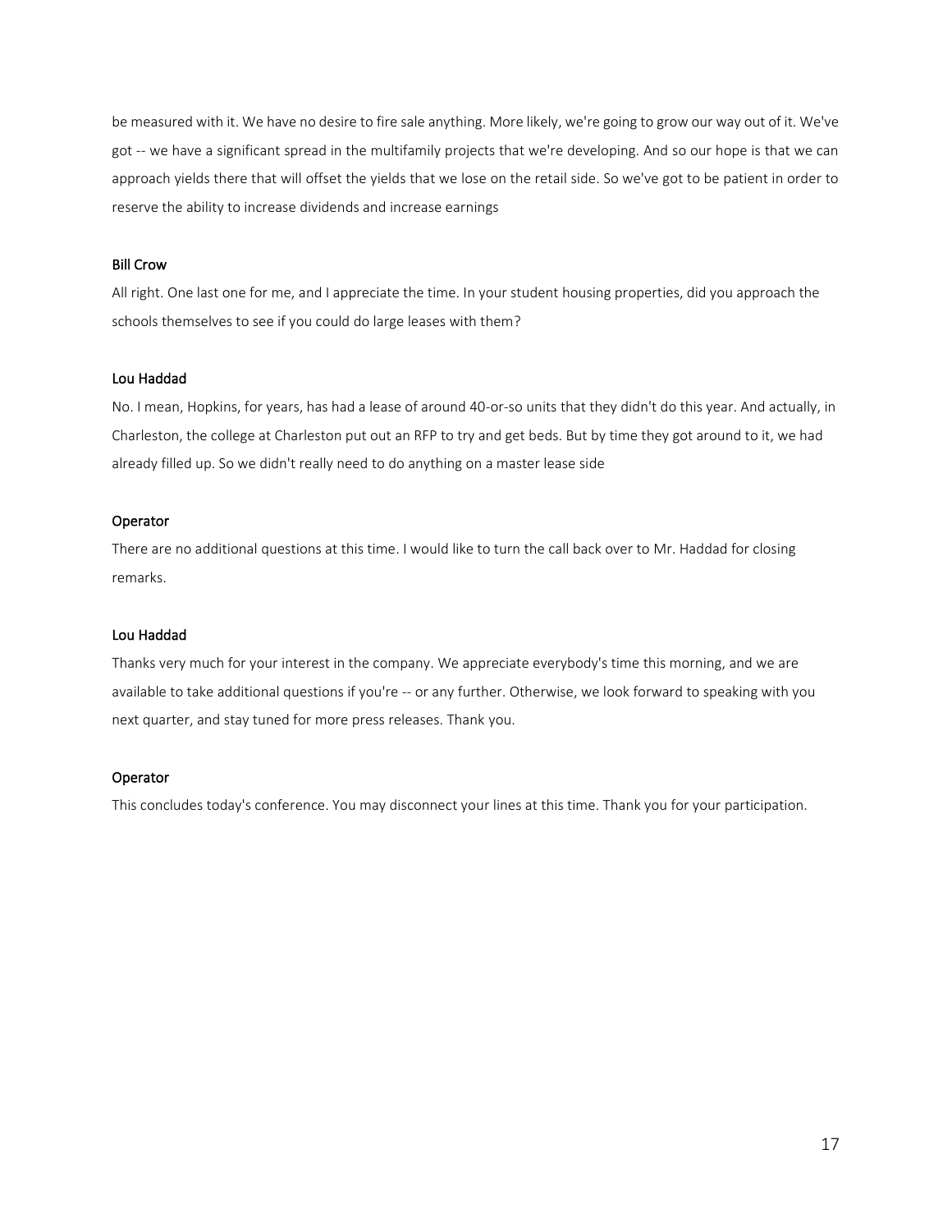be measured with it. We have no desire to fire sale anything. More likely, we're going to grow our way out of it. We've got -- we have a significant spread in the multifamily projects that we're developing. And so our hope is that we can approach yields there that will offset the yields that we lose on the retail side. So we've got to be patient in order to reserve the ability to increase dividends and increase earnings

**Bill Crow**

All right. One last one for me, and I appreciate the time. In your student housing properties, did you approach the schools themselves to see if you could do large leases with them?

**Lou Haddad**

No. I mean, Hopkins, for years, has had a lease of around 40-or-so units that they didn't do this year. And actually, in Charleston, the college at Charleston put out an RFP to try and get beds. But by time they got around to it, we had already filled up. So we didn't really need to do anything on a master lease side

**Operator**

There are no additional questions at this time. I would like to turn the call back over to Mr. Haddad for closing remarks.

**Lou Haddad**

Thanks very much for your interest in the company. We appreciate everybody's time this morning, and we are available to take additional questions if you're -- or any further. Otherwise, we look forward to speaking with you next quarter, and stay tuned for more press releases. Thank you.

**Operator**

This concludes today's conference. You may disconnect your lines at this time. Thank you for your participation.